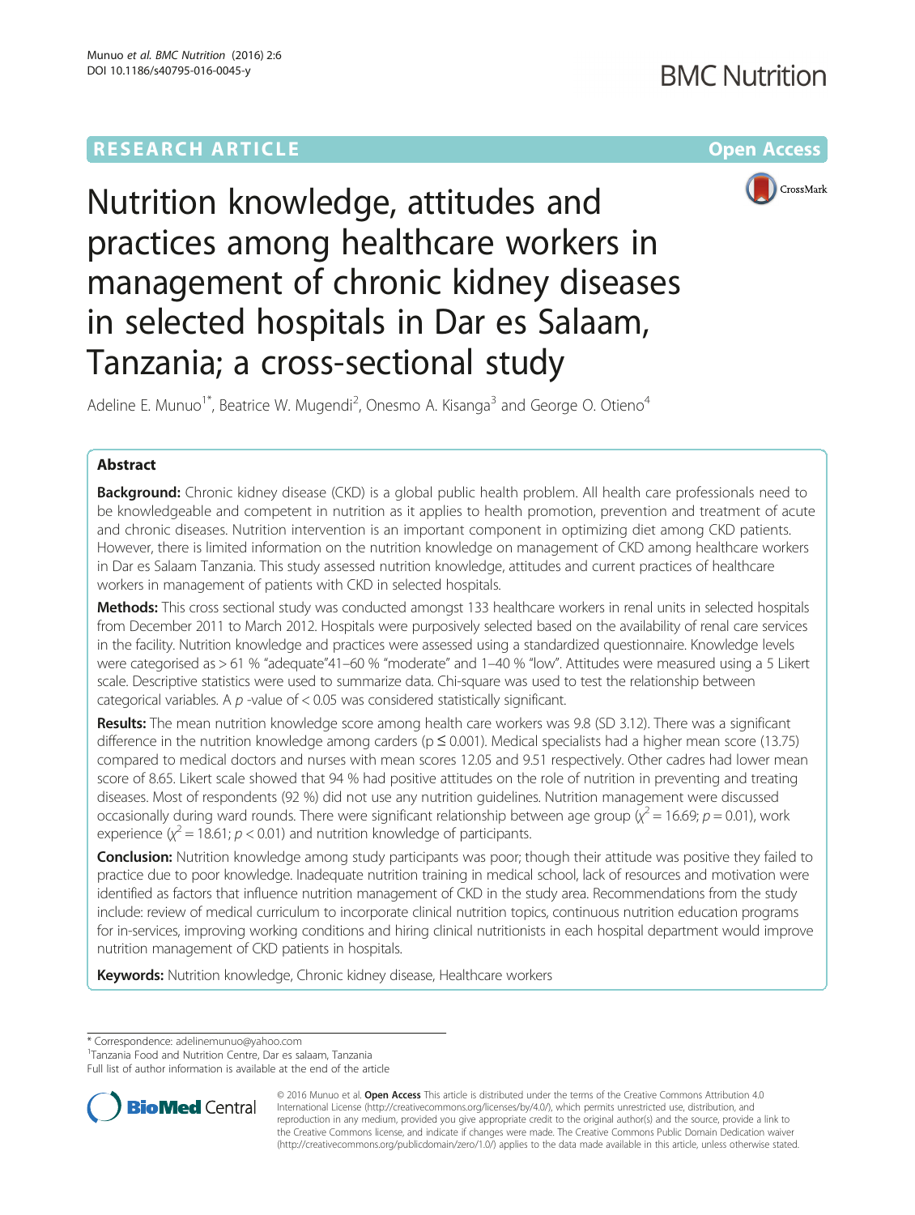RESEARCH ARTICLE

Open Access

# Nutrition knowledge, attitudes and practices among healthcare workers in management of chronic kidney diseases in selected hospitals in Dar es Salaam, Tanzania; a cross-sectional study

Adeline E. Munuo[1*], Beatrice W. Mugendi[2], Onesmo A. Kisanga[3] and George O. Otieno[4]

## Abstract

**Background:** Chronic kidney disease (CKD) is a global public health problem. All health care professionals need to be knowledgeable and competent in nutrition as it applies to health promotion, prevention and treatment of acute and chronic diseases. Nutrition intervention is an important component in optimizing diet among CKD patients. However, there is limited information on the nutrition knowledge on management of CKD among healthcare workers in Dar es Salaam Tanzania. This study assessed nutrition knowledge, attitudes and current practices of healthcare workers in management of patients with CKD in selected hospitals.

**Methods:** This cross sectional study was conducted amongst 133 healthcare workers in renal units in selected hospitals from December 2011 to March 2012. Hospitals were purposively selected based on the availability of renal care services in the facility. Nutrition knowledge and practices were assessed using a standardized questionnaire. Knowledge levels were categorised as > 61 % "adequate"41–60 % "moderate" and 1–40 % "low". Attitudes were measured using a 5 Likert scale. Descriptive statistics were used to summarize data. Chi-square was used to test the relationship between categorical variables. A $p$ -value of < 0.05 was considered statistically significant.

**Results:** The mean nutrition knowledge score among health care workers was 9.8 (SD 3.12). There was a significant difference in the nutrition knowledge among carders ($p \leq 0.001$). Medical specialists had a higher mean score (13.75) compared to medical doctors and nurses with mean scores 12.05 and 9.51 respectively. Other cadres had lower mean score of 8.65. Likert scale showed that 94 % had positive attitudes on the role of nutrition in preventing and treating diseases. Most of respondents (92 %) did not use any nutrition guidelines. Nutrition management were discussed occasionally during ward rounds. There were significant relationship between age group ($\chi^2 = 16.69$; $p = 0.01$), work experience ($\chi^2 = 18.61$; $p < 0.01$) and nutrition knowledge of participants.

**Conclusion:** Nutrition knowledge among study participants was poor; though their attitude was positive they failed to practice due to poor knowledge. Inadequate nutrition training in medical school, lack of resources and motivation were identified as factors that influence nutrition management of CKD in the study area. Recommendations from the study include: review of medical curriculum to incorporate clinical nutrition topics, continuous nutrition education programs for in-services, improving working conditions and hiring clinical nutritionists in each hospital department would improve nutrition management of CKD patients in hospitals.

**Keywords:** Nutrition knowledge, Chronic kidney disease, Healthcare workers

\* Correspondence: adelinemunuo@yahoo.com
[1]Tanzania Food and Nutrition Centre, Dar es salaam, Tanzania
Full list of author information is available at the end of the article

© 2016 Munuo et al. **Open Access** This article is distributed under the terms of the Creative Commons Attribution 4.0 International License (http://creativecommons.org/licenses/by/4.0/), which permits unrestricted use, distribution, and reproduction in any medium, provided you give appropriate credit to the original author(s) and the source, provide a link to the Creative Commons license, and indicate if changes were made. The Creative Commons Public Domain Dedication waiver (http://creativecommons.org/publicdomain/zero/1.0/) applies to the data made available in this article, unless otherwise stated.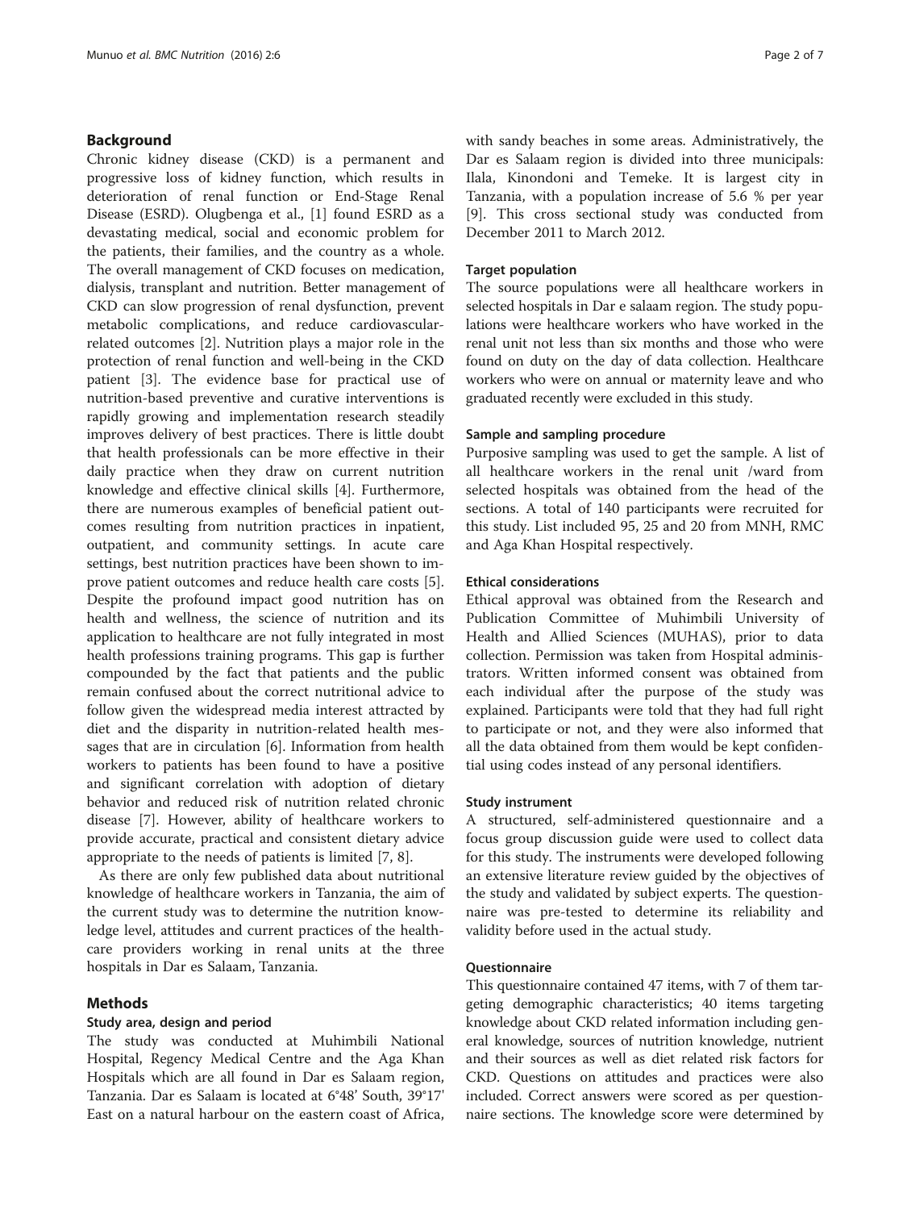## Background

Chronic kidney disease (CKD) is a permanent and progressive loss of kidney function, which results in deterioration of renal function or End-Stage Renal Disease (ESRD). Olugbenga et al., [1] found ESRD as a devastating medical, social and economic problem for the patients, their families, and the country as a whole. The overall management of CKD focuses on medication, dialysis, transplant and nutrition. Better management of CKD can slow progression of renal dysfunction, prevent metabolic complications, and reduce cardiovascular-related outcomes [2]. Nutrition plays a major role in the protection of renal function and well-being in the CKD patient [3]. The evidence base for practical use of nutrition-based preventive and curative interventions is rapidly growing and implementation research steadily improves delivery of best practices. There is little doubt that health professionals can be more effective in their daily practice when they draw on current nutrition knowledge and effective clinical skills [4]. Furthermore, there are numerous examples of beneficial patient outcomes resulting from nutrition practices in inpatient, outpatient, and community settings. In acute care settings, best nutrition practices have been shown to improve patient outcomes and reduce health care costs [5]. Despite the profound impact good nutrition has on health and wellness, the science of nutrition and its application to healthcare are not fully integrated in most health professions training programs. This gap is further compounded by the fact that patients and the public remain confused about the correct nutritional advice to follow given the widespread media interest attracted by diet and the disparity in nutrition-related health messages that are in circulation [6]. Information from health workers to patients has been found to have a positive and significant correlation with adoption of dietary behavior and reduced risk of nutrition related chronic disease [7]. However, ability of healthcare workers to provide accurate, practical and consistent dietary advice appropriate to the needs of patients is limited [7, 8].

As there are only few published data about nutritional knowledge of healthcare workers in Tanzania, the aim of the current study was to determine the nutrition knowledge level, attitudes and current practices of the healthcare providers working in renal units at the three hospitals in Dar es Salaam, Tanzania.

## Methods

### Study area, design and period

The study was conducted at Muhimbili National Hospital, Regency Medical Centre and the Aga Khan Hospitals which are all found in Dar es Salaam region, Tanzania. Dar es Salaam is located at 6°48' South, 39°17' East on a natural harbour on the eastern coast of Africa, with sandy beaches in some areas. Administratively, the Dar es Salaam region is divided into three municipals: Ilala, Kinondoni and Temeke. It is largest city in Tanzania, with a population increase of 5.6 % per year [9]. This cross sectional study was conducted from December 2011 to March 2012.

### Target population

The source populations were all healthcare workers in selected hospitals in Dar e salaam region. The study populations were healthcare workers who have worked in the renal unit not less than six months and those who were found on duty on the day of data collection. Healthcare workers who were on annual or maternity leave and who graduated recently were excluded in this study.

### Sample and sampling procedure

Purposive sampling was used to get the sample. A list of all healthcare workers in the renal unit /ward from selected hospitals was obtained from the head of the sections. A total of 140 participants were recruited for this study. List included 95, 25 and 20 from MNH, RMC and Aga Khan Hospital respectively.

### Ethical considerations

Ethical approval was obtained from the Research and Publication Committee of Muhimbili University of Health and Allied Sciences (MUHAS), prior to data collection. Permission was taken from Hospital administrators. Written informed consent was obtained from each individual after the purpose of the study was explained. Participants were told that they had full right to participate or not, and they were also informed that all the data obtained from them would be kept confidential using codes instead of any personal identifiers.

### Study instrument

A structured, self-administered questionnaire and a focus group discussion guide were used to collect data for this study. The instruments were developed following an extensive literature review guided by the objectives of the study and validated by subject experts. The questionnaire was pre-tested to determine its reliability and validity before used in the actual study.

### Questionnaire

This questionnaire contained 47 items, with 7 of them targeting demographic characteristics; 40 items targeting knowledge about CKD related information including general knowledge, sources of nutrition knowledge, nutrient and their sources as well as diet related risk factors for CKD. Questions on attitudes and practices were also included. Correct answers were scored as per questionnaire sections. The knowledge score were determined by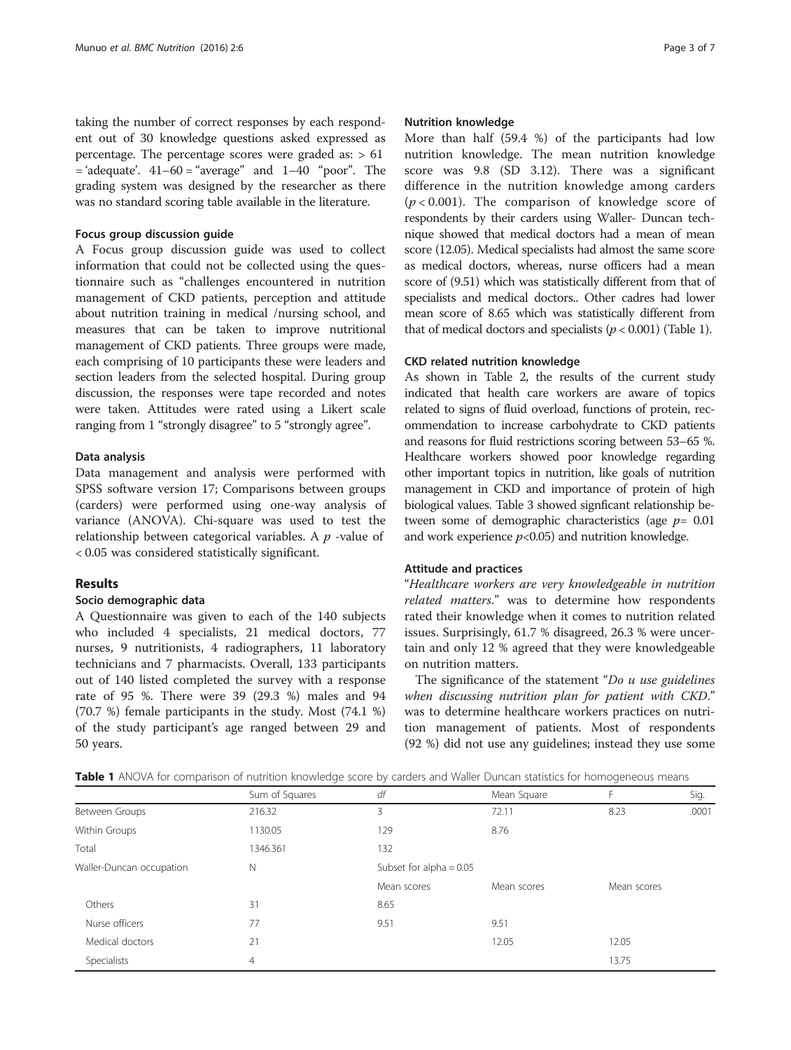taking the number of correct responses by each respondent out of 30 knowledge questions asked expressed as percentage. The percentage scores were graded as: > 61 = 'adequate'. 41–60 = "average" and 1–40 "poor". The grading system was designed by the researcher as there was no standard scoring table available in the literature.

#### Focus group discussion guide

A Focus group discussion guide was used to collect information that could not be collected using the questionnaire such as "challenges encountered in nutrition management of CKD patients, perception and attitude about nutrition training in medical /nursing school, and measures that can be taken to improve nutritional management of CKD patients. Three groups were made, each comprising of 10 participants these were leaders and section leaders from the selected hospital. During group discussion, the responses were tape recorded and notes were taken. Attitudes were rated using a Likert scale ranging from 1 "strongly disagree" to 5 "strongly agree".

#### Data analysis

Data management and analysis were performed with SPSS software version 17; Comparisons between groups (carders) were performed using one-way analysis of variance (ANOVA). Chi-square was used to test the relationship between categorical variables. A $p$ -value of < 0.05 was considered statistically significant.

## Results

### Socio demographic data

A Questionnaire was given to each of the 140 subjects who included 4 specialists, 21 medical doctors, 77 nurses, 9 nutritionists, 4 radiographers, 11 laboratory technicians and 7 pharmacists. Overall, 133 participants out of 140 listed completed the survey with a response rate of 95 %. There were 39 (29.3 %) males and 94 (70.7 %) female participants in the study. Most (74.1 %) of the study participant's age ranged between 29 and 50 years.

#### Nutrition knowledge

More than half (59.4 %) of the participants had low nutrition knowledge. The mean nutrition knowledge score was 9.8 (SD 3.12). There was a significant difference in the nutrition knowledge among carders ($p < 0.001$). The comparison of knowledge score of respondents by their carders using Waller- Duncan technique showed that medical doctors had a mean of mean score (12.05). Medical specialists had almost the same score as medical doctors, whereas, nurse officers had a mean score of (9.51) which was statistically different from that of specialists and medical doctors.. Other cadres had lower mean score of 8.65 which was statistically different from that of medical doctors and specialists ($p < 0.001$) (Table 1).

#### CKD related nutrition knowledge

As shown in Table 2, the results of the current study indicated that health care workers are aware of topics related to signs of fluid overload, functions of protein, recommendation to increase carbohydrate to CKD patients and reasons for fluid restrictions scoring between 53–65 %. Healthcare workers showed poor knowledge regarding other important topics in nutrition, like goals of nutrition management in CKD and importance of protein of high biological values. Table 3 showed signficant relationship between some of demographic characteristics (age $p = 0.01$ and work experience $p < 0.05$) and nutrition knowledge.

#### Attitude and practices

"*Healthcare workers are very knowledgeable in nutrition related matters*." was to determine how respondents rated their knowledge when it comes to nutrition related issues. Surprisingly, 61.7 % disagreed, 26.3 % were uncertain and only 12 % agreed that they were knowledgeable on nutrition matters.

The significance of the statement "*Do u use guidelines when discussing nutrition plan for patient with CKD*." was to determine healthcare workers practices on nutrition management of patients. Most of respondents (92 %) did not use any guidelines; instead they use some

**Table 1** ANOVA for comparison of nutrition knowledge score by carders and Waller Duncan statistics for homogeneous means

| | Sum of Squares | *df* | Mean Square | F | Sig. |
|---|---|---|---|---|---|
| Between Groups | 216.32 | 3 | 72.11 | 8.23 | .0001 |
| Within Groups | 1130.05 | 129 | 8.76 | | |
| Total | 1346.361 | 132 | | | |
| Waller-Duncan occupation | N | Subset for alpha = 0.05 | | | |
| | | Mean scores | Mean scores | Mean scores | |
| Others | 31 | 8.65 | | | |
| Nurse officers | 77 | 9.51 | 9.51 | | |
| Medical doctors | 21 | | 12.05 | 12.05 | |
| Specialists | 4 | | | 13.75 | |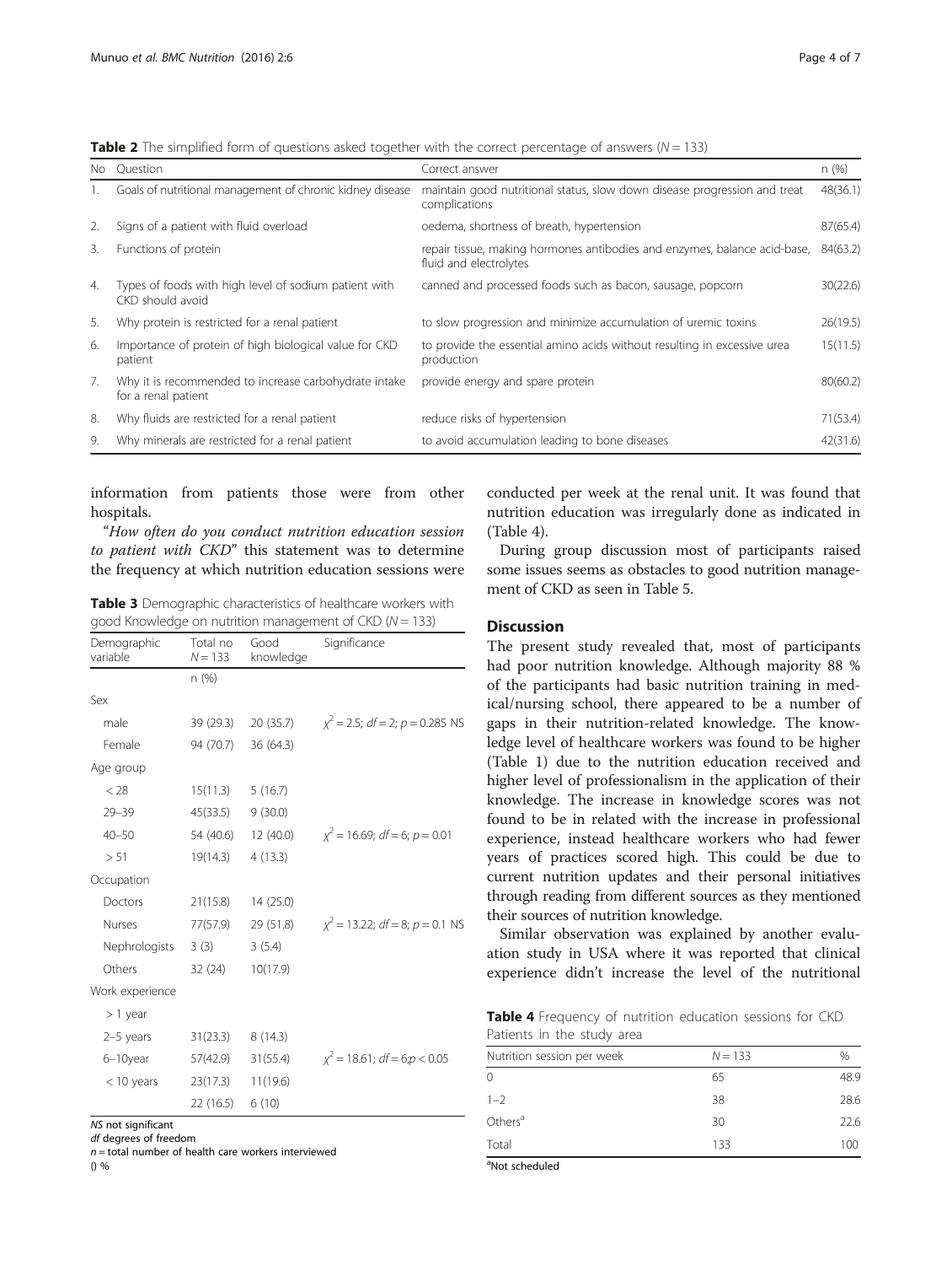**Table 2** The simplified form of questions asked together with the correct percentage of answers (N = 133)

| No | Question | Correct answer | n (%) |
|---|---|---|---|
| 1. | Goals of nutritional management of chronic kidney disease | maintain good nutritional status, slow down disease progression and treat complications | 48(36.1) |
| 2. | Signs of a patient with fluid overload | oedema, shortness of breath, hypertension | 87(65.4) |
| 3. | Functions of protein | repair tissue, making hormones antibodies and enzymes, balance acid-base, fluid and electrolytes | 84(63.2) |
| 4. | Types of foods with high level of sodium patient with CKD should avoid | canned and processed foods such as bacon, sausage, popcorn | 30(22.6) |
| 5. | Why protein is restricted for a renal patient | to slow progression and minimize accumulation of uremic toxins | 26(19.5) |
| 6. | Importance of protein of high biological value for CKD patient | to provide the essential amino acids without resulting in excessive urea production | 15(11.5) |
| 7. | Why it is recommended to increase carbohydrate intake for a renal patient | provide energy and spare protein | 80(60.2) |
| 8. | Why fluids are restricted for a renal patient | reduce risks of hypertension | 71(53.4) |
| 9. | Why minerals are restricted for a renal patient | to avoid accumulation leading to bone diseases | 42(31.6) |

information from patients those were from other hospitals.

*"How often do you conduct nutrition education session to patient with CKD"* this statement was to determine the frequency at which nutrition education sessions were conducted per week at the renal unit. It was found that nutrition education was irregularly done as indicated in (Table 4).

During group discussion most of participants raised some issues seems as obstacles to good nutrition management of CKD as seen in Table 5.

**Table 3** Demographic characteristics of healthcare workers with good Knowledge on nutrition management of CKD (N = 133)

| Demographic variable | Total no N = 133 | Good knowledge | Significance |
|---|---|---|---|
| | n (%) | | |
| Sex | | | |
| male | 39 (29.3) | 20 (35.7) | $\chi^2 = 2.5$; $df = 2$; $p = 0.285$ NS |
| Female | 94 (70.7) | 36 (64.3) | |
| Age group | | | |
| < 28 | 15(11.3) | 5 (16.7) | |
| 29–39 | 45(33.5) | 9 (30.0) | |
| 40–50 | 54 (40.6) | 12 (40.0) | $\chi^2 = 16.69$; $df = 6$; $p = 0.01$ |
| > 51 | 19(14.3) | 4 (13.3) | |
| Occupation | | | |
| Doctors | 21(15.8) | 14 (25.0) | |
| Nurses | 77(57.9) | 29 (51.8) | $\chi^2 = 13.22$; $df = 8$; $p = 0.1$ NS |
| Nephrologists | 3 (3) | 3 (5.4) | |
| Others | 32 (24) | 10(17.9) | |
| Work experience | | | |
| > 1 year | | | |
| 2–5 years | 31(23.3) | 8 (14.3) | |
| 6–10year | 57(42.9) | 31(55.4) | $\chi^2 = 18.61$; $df = 6$; $p < 0.05$ |
| < 10 years | 23(17.3) | 11(19.6) | |
| | 22 (16.5) | 6 (10) | |

*NS* not significant
*df* degrees of freedom
*n* = total number of health care workers interviewed
() %

## Discussion

The present study revealed that, most of participants had poor nutrition knowledge. Although majority 88 % of the participants had basic nutrition training in medical/nursing school, there appeared to be a number of gaps in their nutrition-related knowledge. The knowledge level of healthcare workers was found to be higher (Table 1) due to the nutrition education received and higher level of professionalism in the application of their knowledge. The increase in knowledge scores was not found to be in related with the increase in professional experience, instead healthcare workers who had fewer years of practices scored high. This could be due to current nutrition updates and their personal initiatives through reading from different sources as they mentioned their sources of nutrition knowledge.

Similar observation was explained by another evaluation study in USA where it was reported that clinical experience didn't increase the level of the nutritional

**Table 4** Frequency of nutrition education sessions for CKD Patients in the study area

| Nutrition session per week | N = 133 | % |
|---|---|---|
| 0 | 65 | 48.9 |
| 1–2 | 38 | 28.6 |
| Others[a] | 30 | 22.6 |
| Total | 133 | 100 |

[a]Not scheduled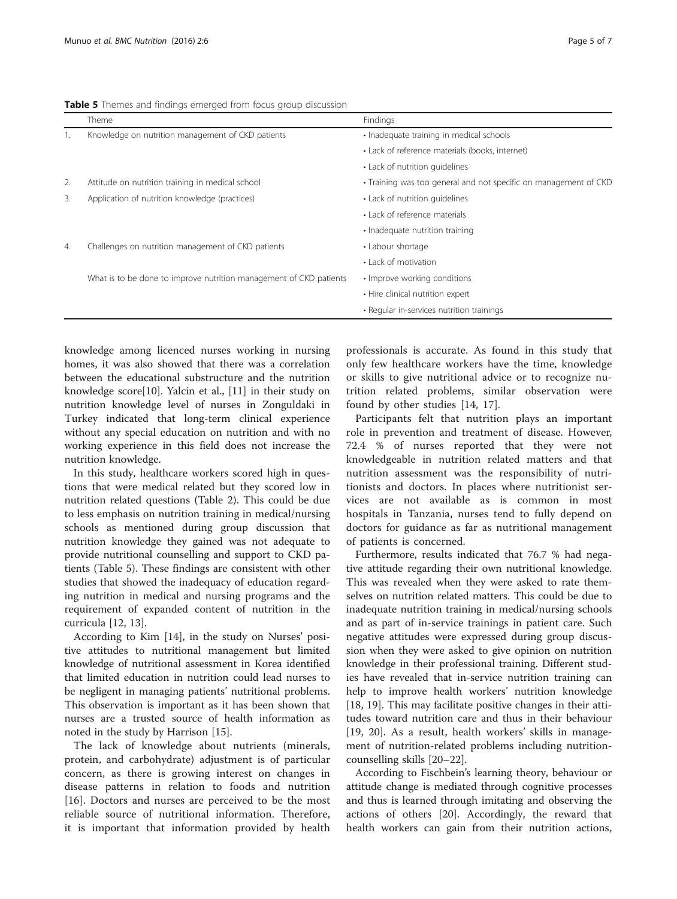**Table 5** Themes and findings emerged from focus group discussion

| | Theme | Findings |
|---|---|---|
| 1. | Knowledge on nutrition management of CKD patients | • Inadequate training in medical schools |
| | | • Lack of reference materials (books, internet) |
| | | • Lack of nutrition guidelines |
| 2. | Attitude on nutrition training in medical school | • Training was too general and not specific on management of CKD |
| 3. | Application of nutrition knowledge (practices) | • Lack of nutrition guidelines |
| | | • Lack of reference materials |
| | | • Inadequate nutrition training |
| 4. | Challenges on nutrition management of CKD patients | • Labour shortage |
| | | • Lack of motivation |
| | What is to be done to improve nutrition management of CKD patients | • Improve working conditions |
| | | • Hire clinical nutrition expert |
| | | • Regular in-services nutrition trainings |

knowledge among licenced nurses working in nursing homes, it was also showed that there was a correlation between the educational substructure and the nutrition knowledge score[10]. Yalcin et al., [11] in their study on nutrition knowledge level of nurses in Zonguldaki in Turkey indicated that long-term clinical experience without any special education on nutrition and with no working experience in this field does not increase the nutrition knowledge.

In this study, healthcare workers scored high in questions that were medical related but they scored low in nutrition related questions (Table 2). This could be due to less emphasis on nutrition training in medical/nursing schools as mentioned during group discussion that nutrition knowledge they gained was not adequate to provide nutritional counselling and support to CKD patients (Table 5). These findings are consistent with other studies that showed the inadequacy of education regarding nutrition in medical and nursing programs and the requirement of expanded content of nutrition in the curricula [12, 13].

According to Kim [14], in the study on Nurses' positive attitudes to nutritional management but limited knowledge of nutritional assessment in Korea identified that limited education in nutrition could lead nurses to be negligent in managing patients' nutritional problems. This observation is important as it has been shown that nurses are a trusted source of health information as noted in the study by Harrison [15].

The lack of knowledge about nutrients (minerals, protein, and carbohydrate) adjustment is of particular concern, as there is growing interest on changes in disease patterns in relation to foods and nutrition [16]. Doctors and nurses are perceived to be the most reliable source of nutritional information. Therefore, it is important that information provided by health professionals is accurate. As found in this study that only few healthcare workers have the time, knowledge or skills to give nutritional advice or to recognize nutrition related problems, similar observation were found by other studies [14, 17].

Participants felt that nutrition plays an important role in prevention and treatment of disease. However, 72.4 % of nurses reported that they were not knowledgeable in nutrition related matters and that nutrition assessment was the responsibility of nutritionists and doctors. In places where nutritionist services are not available as is common in most hospitals in Tanzania, nurses tend to fully depend on doctors for guidance as far as nutritional management of patients is concerned.

Furthermore, results indicated that 76.7 % had negative attitude regarding their own nutritional knowledge. This was revealed when they were asked to rate themselves on nutrition related matters. This could be due to inadequate nutrition training in medical/nursing schools and as part of in-service trainings in patient care. Such negative attitudes were expressed during group discussion when they were asked to give opinion on nutrition knowledge in their professional training. Different studies have revealed that in-service nutrition training can help to improve health workers' nutrition knowledge [18, 19]. This may facilitate positive changes in their attitudes toward nutrition care and thus in their behaviour [19, 20]. As a result, health workers' skills in management of nutrition-related problems including nutrition-counselling skills [20–22].

According to Fischbein's learning theory, behaviour or attitude change is mediated through cognitive processes and thus is learned through imitating and observing the actions of others [20]. Accordingly, the reward that health workers can gain from their nutrition actions,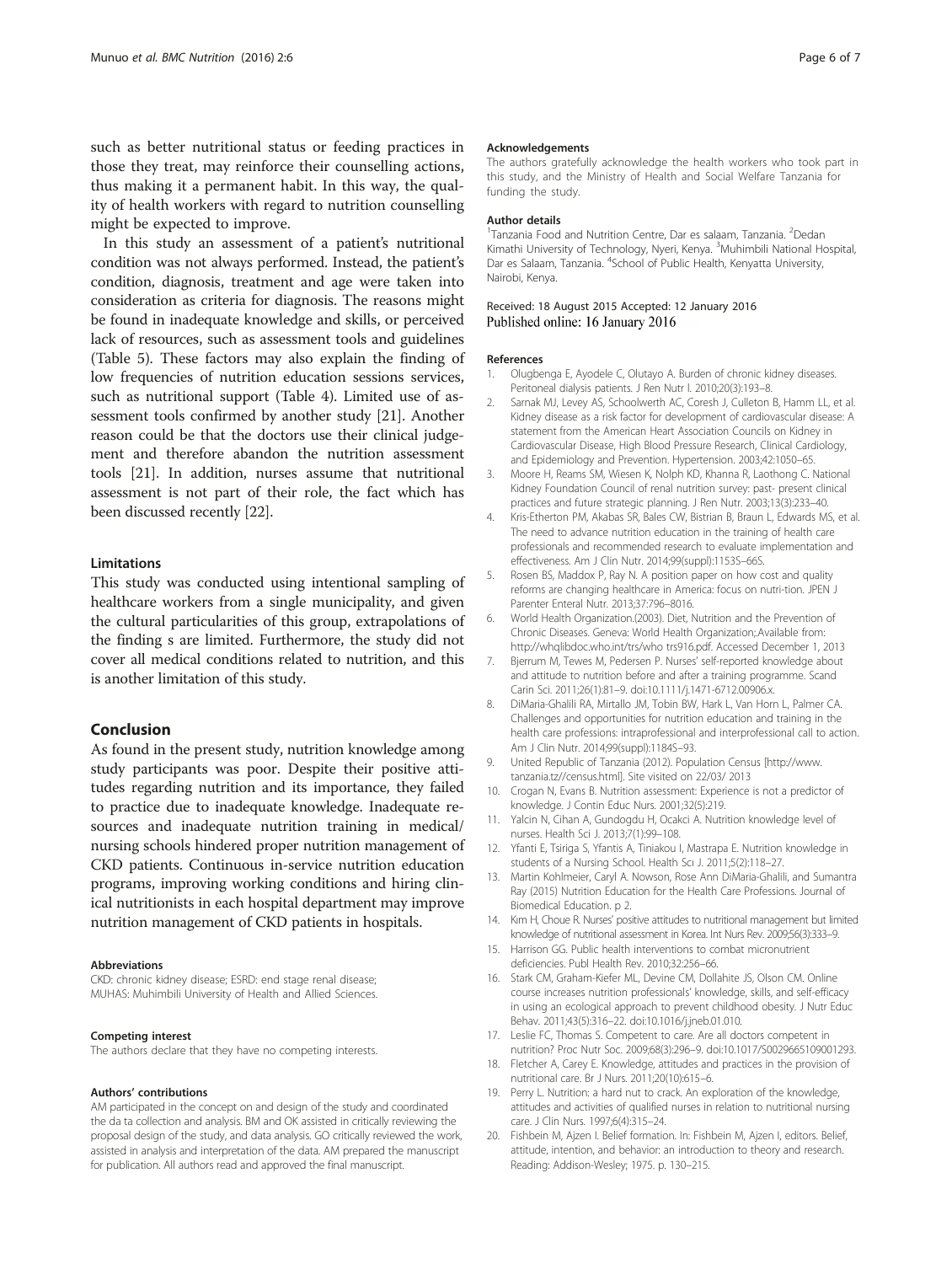such as better nutritional status or feeding practices in those they treat, may reinforce their counselling actions, thus making it a permanent habit. In this way, the quality of health workers with regard to nutrition counselling might be expected to improve.

In this study an assessment of a patient's nutritional condition was not always performed. Instead, the patient's condition, diagnosis, treatment and age were taken into consideration as criteria for diagnosis. The reasons might be found in inadequate knowledge and skills, or perceived lack of resources, such as assessment tools and guidelines (Table 5). These factors may also explain the finding of low frequencies of nutrition education sessions services, such as nutritional support (Table 4). Limited use of assessment tools confirmed by another study [21]. Another reason could be that the doctors use their clinical judgement and therefore abandon the nutrition assessment tools [21]. In addition, nurses assume that nutritional assessment is not part of their role, the fact which has been discussed recently [22].

### Limitations

This study was conducted using intentional sampling of healthcare workers from a single municipality, and given the cultural particularities of this group, extrapolations of the finding s are limited. Furthermore, the study did not cover all medical conditions related to nutrition, and this is another limitation of this study.

## Conclusion

As found in the present study, nutrition knowledge among study participants was poor. Despite their positive attitudes regarding nutrition and its importance, they failed to practice due to inadequate knowledge. Inadequate resources and inadequate nutrition training in medical/nursing schools hindered proper nutrition management of CKD patients. Continuous in-service nutrition education programs, improving working conditions and hiring clinical nutritionists in each hospital department may improve nutrition management of CKD patients in hospitals.

#### Abbreviations

CKD: chronic kidney disease; ESRD: end stage renal disease; MUHAS: Muhimbili University of Health and Allied Sciences.

#### Competing interest

The authors declare that they have no competing interests.

#### Authors' contributions

AM participated in the concept on and design of the study and coordinated the da ta collection and analysis. BM and OK assisted in critically reviewing the proposal design of the study, and data analysis. GO critically reviewed the work, assisted in analysis and interpretation of the data. AM prepared the manuscript for publication. All authors read and approved the final manuscript.

#### Acknowledgements

The authors gratefully acknowledge the health workers who took part in this study, and the Ministry of Health and Social Welfare Tanzania for funding the study.

#### Author details

[1]Tanzania Food and Nutrition Centre, Dar es salaam, Tanzania. [2]Dedan Kimathi University of Technology, Nyeri, Kenya. [3]Muhimbili National Hospital, Dar es Salaam, Tanzania. [4]School of Public Health, Kenyatta University, Nairobi, Kenya.

Received: 18 August 2015 Accepted: 12 January 2016
Published online: 16 January 2016

#### References

1. Olugbenga E, Ayodele C, Olutayo A. Burden of chronic kidney diseases. Peritoneal dialysis patients. J Ren Nutr l. 2010;20(3):193–8.
2. Sarnak MJ, Levey AS, Schoolwerth AC, Coresh J, Culleton B, Hamm LL, et al. Kidney disease as a risk factor for development of cardiovascular disease: A statement from the American Heart Association Councils on Kidney in Cardiovascular Disease, High Blood Pressure Research, Clinical Cardiology, and Epidemiology and Prevention. Hypertension. 2003;42:1050–65.
3. Moore H, Reams SM, Wiesen K, Nolph KD, Khanna R, Laothong C. National Kidney Foundation Council of renal nutrition survey: past- present clinical practices and future strategic planning. J Ren Nutr. 2003;13(3):233–40.
4. Kris-Etherton PM, Akabas SR, Bales CW, Bistrian B, Braun L, Edwards MS, et al. The need to advance nutrition education in the training of health care professionals and recommended research to evaluate implementation and effectiveness. Am J Clin Nutr. 2014;99(suppl):1153S–66S.
5. Rosen BS, Maddox P, Ray N. A position paper on how cost and quality reforms are changing healthcare in America: focus on nutri-tion. JPEN J Parenter Enteral Nutr. 2013;37:796–8016.
6. World Health Organization.(2003). Diet, Nutrition and the Prevention of Chronic Diseases. Geneva: World Health Organization;.Available from: http://whqlibdoc.who.int/trs/who trs916.pdf. Accessed December 1, 2013
7. Bjerrum M, Tewes M, Pedersen P. Nurses' self-reported knowledge about and attitude to nutrition before and after a training programme. Scand Carin Sci. 2011;26(1):81–9. doi:10.1111/j.1471-6712.00906.x.
8. DiMaria-Ghalili RA, Mirtallo JM, Tobin BW, Hark L, Van Horn L, Palmer CA. Challenges and opportunities for nutrition education and training in the health care professions: intraprofessional and interprofessional call to action. Am J Clin Nutr. 2014;99(suppl):1184S–93.
9. United Republic of Tanzania (2012). Population Census [http://www.tanzania.tz//census.html]. Site visited on 22/03/ 2013
10. Crogan N, Evans B. Nutrition assessment: Experience is not a predictor of knowledge. J Contin Educ Nurs. 2001;32(5):219.
11. Yalcin N, Cihan A, Gundogdu H, Ocakci A. Nutrition knowledge level of nurses. Health Sci J. 2013;7(1):99–108.
12. Yfanti E, Tsiriga S, Yfantis A, Tiniakou I, Mastrapa E. Nutrition knowledge in students of a Nursing School. Health Sci J. 2011;5(2):118–27.
13. Martin Kohlmeier, Caryl A. Nowson, Rose Ann DiMaria-Ghalili, and Sumantra Ray (2015) Nutrition Education for the Health Care Professions. Journal of Biomedical Education. p 2.
14. Kim H, Choue R. Nurses' positive attitudes to nutritional management but limited knowledge of nutritional assessment in Korea. Int Nurs Rev. 2009;56(3):333–9.
15. Harrison GG. Public health interventions to combat micronutrient deficiencies. Publ Health Rev. 2010;32:256–66.
16. Stark CM, Graham-Kiefer ML, Devine CM, Dollahite JS, Olson CM. Online course increases nutrition professionals' knowledge, skills, and self-efficacy in using an ecological approach to prevent childhood obesity. J Nutr Educ Behav. 2011;43(5):316–22. doi:10.1016/j.jneb.01.010.
17. Leslie FC, Thomas S. Competent to care. Are all doctors competent in nutrition? Proc Nutr Soc. 2009;68(3):296–9. doi:10.1017/S0029665109001293.
18. Fletcher A, Carey E. Knowledge, attitudes and practices in the provision of nutritional care. Br J Nurs. 2011;20(10):615–6.
19. Perry L. Nutrition: a hard nut to crack. An exploration of the knowledge, attitudes and activities of qualified nurses in relation to nutritional nursing care. J Clin Nurs. 1997;6(4):315–24.
20. Fishbein M, Ajzen I. Belief formation. In: Fishbein M, Ajzen I, editors. Belief, attitude, intention, and behavior: an introduction to theory and research. Reading: Addison-Wesley; 1975. p. 130–215.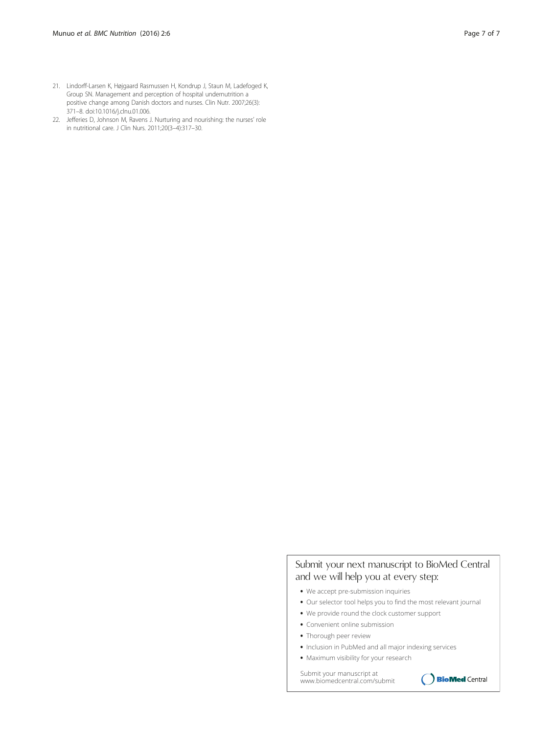21. Lindorff-Larsen K, Højgaard Rasmussen H, Kondrup J, Staun M, Ladefoged K, Group SN. Management and perception of hospital undernutrition a positive change among Danish doctors and nurses. Clin Nutr. 2007;26(3): 371–8. doi:10.1016/j.clnu.01.006.
22. Jefferies D, Johnson M, Ravens J. Nurturing and nourishing: the nurses' role in nutritional care. J Clin Nurs. 2011;20(3–4):317–30.

Submit your next manuscript to BioMed Central and we will help you at every step:

- We accept pre-submission inquiries
- Our selector tool helps you to find the most relevant journal
- We provide round the clock customer support
- Convenient online submission
- Thorough peer review
- Inclusion in PubMed and all major indexing services
- Maximum visibility for your research

Submit your manuscript at
www.biomedcentral.com/submit

BioMed Central